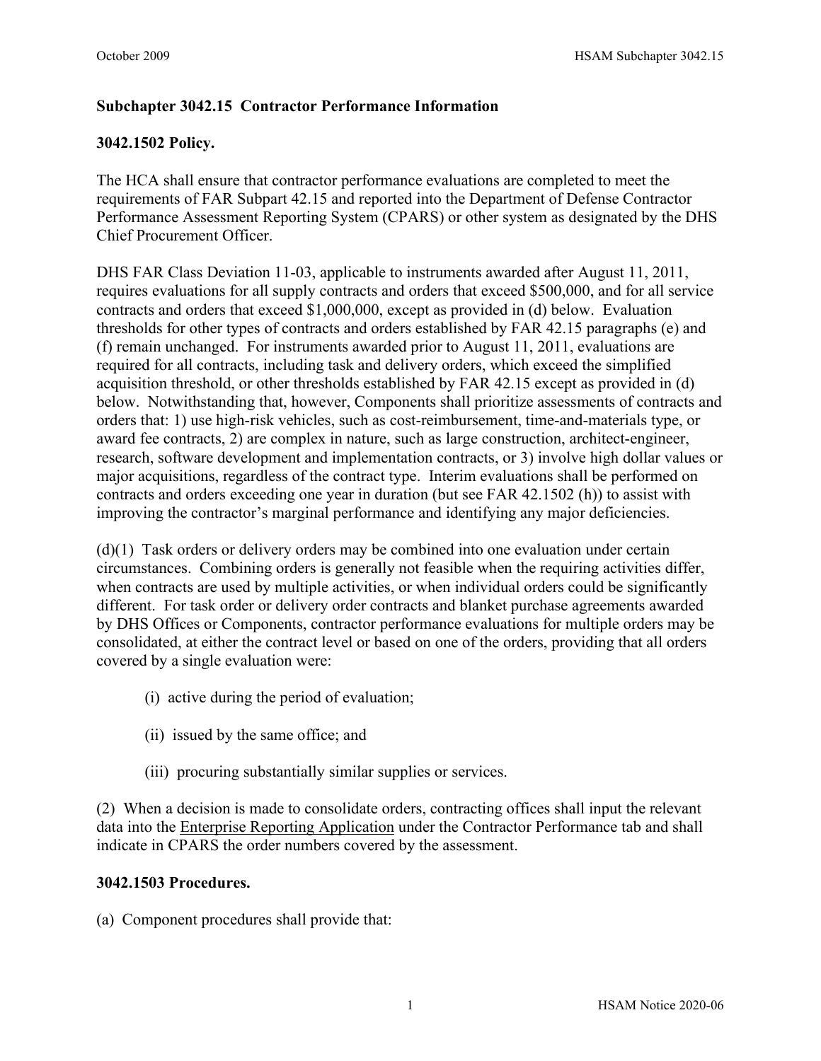## Subchapter 3042.15 Contractor Performance Information

### 3042.1502 Policy.

The HCA shall ensure that contractor performance evaluations are completed to meet the requirements of FAR Subpart 42.15 and reported into the Department of Defense Contractor Performance Assessment Reporting System (CPARS) or other system as designated by the DHS Chief Procurement Officer.

DHS FAR Class Deviation 11-03, applicable to instruments awarded after August 11, 2011, requires evaluations for all supply contracts and orders that exceed $500,000, and for all service contracts and orders that exceed $1,000,000, except as provided in (d) below. Evaluation thresholds for other types of contracts and orders established by FAR 42.15 paragraphs (e) and (f) remain unchanged. For instruments awarded prior to August 11, 2011, evaluations are required for all contracts, including task and delivery orders, which exceed the simplified acquisition threshold, or other thresholds established by FAR 42.15 except as provided in (d) below. Notwithstanding that, however, Components shall prioritize assessments of contracts and orders that: 1) use high-risk vehicles, such as cost-reimbursement, time-and-materials type, or award fee contracts, 2) are complex in nature, such as large construction, architect-engineer, research, software development and implementation contracts, or 3) involve high dollar values or major acquisitions, regardless of the contract type. Interim evaluations shall be performed on contracts and orders exceeding one year in duration (but see FAR 42.1502 (h)) to assist with improving the contractor's marginal performance and identifying any major deficiencies.

(d)(1) Task orders or delivery orders may be combined into one evaluation under certain circumstances. Combining orders is generally not feasible when the requiring activities differ, when contracts are used by multiple activities, or when individual orders could be significantly different. For task order or delivery order contracts and blanket purchase agreements awarded by DHS Offices or Components, contractor performance evaluations for multiple orders may be consolidated, at either the contract level or based on one of the orders, providing that all orders covered by a single evaluation were:

(i) active during the period of evaluation;

(ii) issued by the same office; and

(iii) procuring substantially similar supplies or services.

(2) When a decision is made to consolidate orders, contracting offices shall input the relevant data into the Enterprise Reporting Application under the Contractor Performance tab and shall indicate in CPARS the order numbers covered by the assessment.

### 3042.1503 Procedures.

(a) Component procedures shall provide that: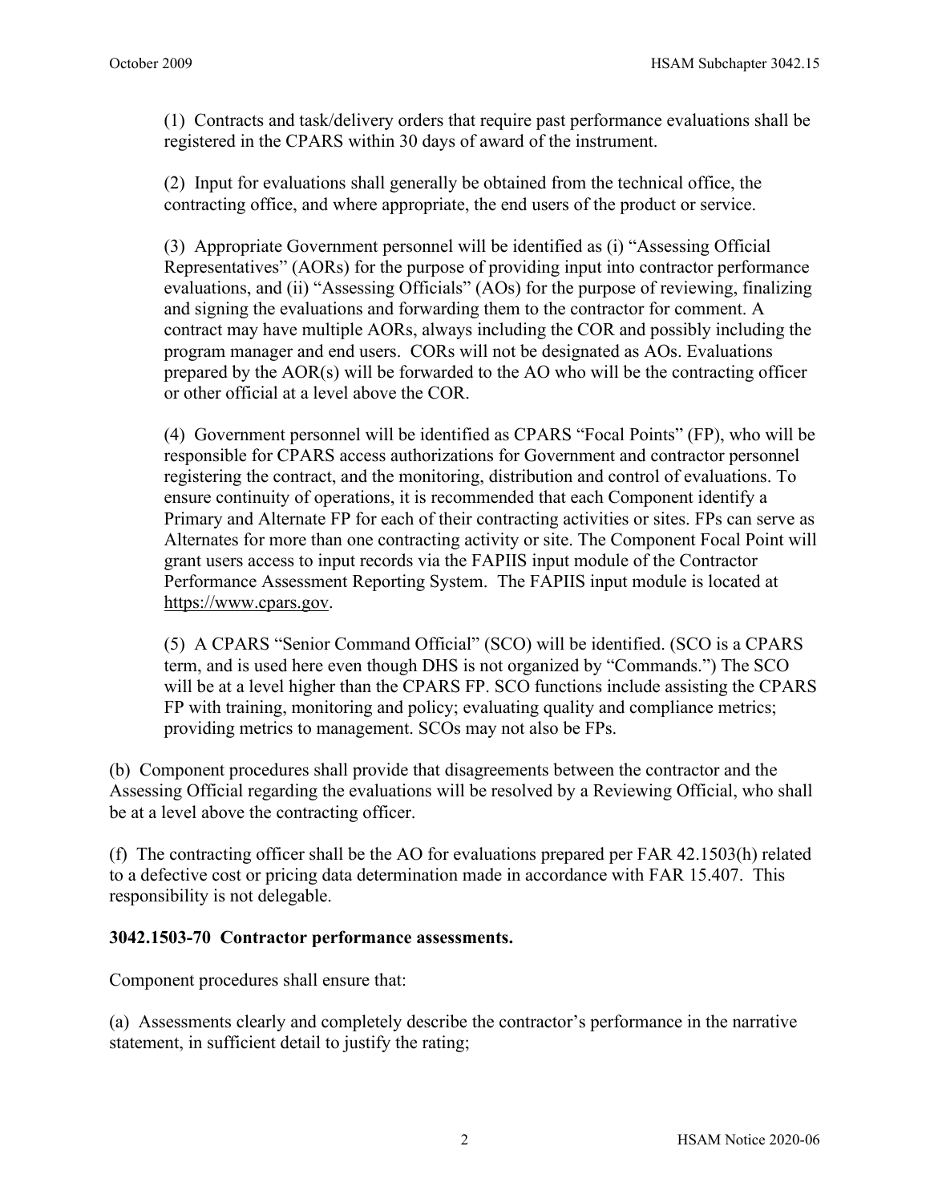(1) Contracts and task/delivery orders that require past performance evaluations shall be registered in the CPARS within 30 days of award of the instrument.

(2) Input for evaluations shall generally be obtained from the technical office, the contracting office, and where appropriate, the end users of the product or service.

(3) Appropriate Government personnel will be identified as (i) "Assessing Official Representatives" (AORs) for the purpose of providing input into contractor performance evaluations, and (ii) "Assessing Officials" (AOs) for the purpose of reviewing, finalizing and signing the evaluations and forwarding them to the contractor for comment. A contract may have multiple AORs, always including the COR and possibly including the program manager and end users. CORs will not be designated as AOs. Evaluations prepared by the AOR(s) will be forwarded to the AO who will be the contracting officer or other official at a level above the COR.

(4) Government personnel will be identified as CPARS "Focal Points" (FP), who will be responsible for CPARS access authorizations for Government and contractor personnel registering the contract, and the monitoring, distribution and control of evaluations. To ensure continuity of operations, it is recommended that each Component identify a Primary and Alternate FP for each of their contracting activities or sites. FPs can serve as Alternates for more than one contracting activity or site. The Component Focal Point will grant users access to input records via the FAPIIS input module of the Contractor Performance Assessment Reporting System. The FAPIIS input module is located at https://www.cpars.gov.

(5) A CPARS "Senior Command Official" (SCO) will be identified. (SCO is a CPARS term, and is used here even though DHS is not organized by "Commands.") The SCO will be at a level higher than the CPARS FP. SCO functions include assisting the CPARS FP with training, monitoring and policy; evaluating quality and compliance metrics; providing metrics to management. SCOs may not also be FPs.

(b) Component procedures shall provide that disagreements between the contractor and the Assessing Official regarding the evaluations will be resolved by a Reviewing Official, who shall be at a level above the contracting officer.

(f) The contracting officer shall be the AO for evaluations prepared per FAR 42.1503(h) related to a defective cost or pricing data determination made in accordance with FAR 15.407. This responsibility is not delegable.

**3042.1503-70 Contractor performance assessments.**

Component procedures shall ensure that:

(a) Assessments clearly and completely describe the contractor's performance in the narrative statement, in sufficient detail to justify the rating;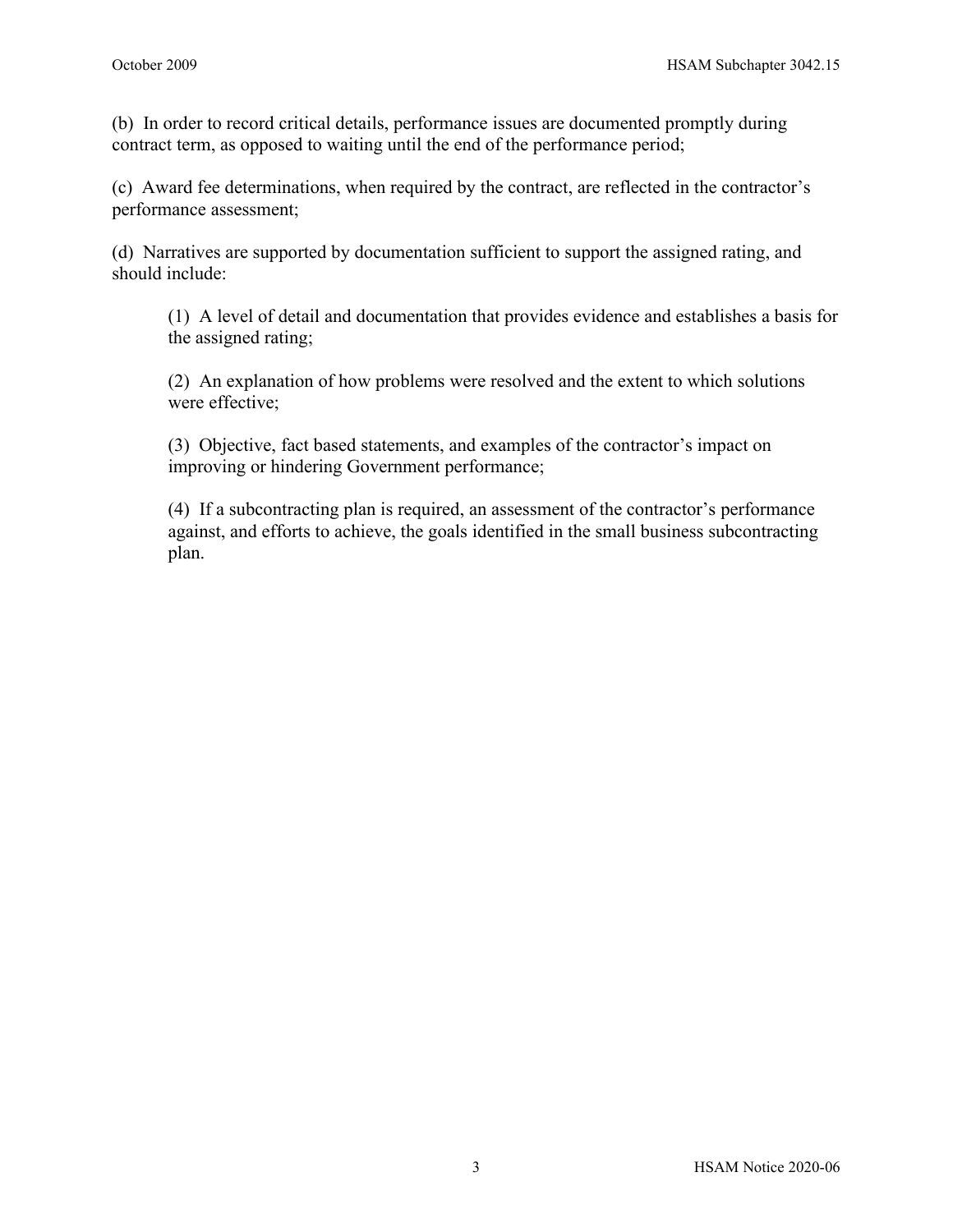(b) In order to record critical details, performance issues are documented promptly during contract term, as opposed to waiting until the end of the performance period;

(c) Award fee determinations, when required by the contract, are reflected in the contractor's performance assessment;

(d) Narratives are supported by documentation sufficient to support the assigned rating, and should include:

> (1) A level of detail and documentation that provides evidence and establishes a basis for the assigned rating;
>
> (2) An explanation of how problems were resolved and the extent to which solutions were effective;
>
> (3) Objective, fact based statements, and examples of the contractor's impact on improving or hindering Government performance;
>
> (4) If a subcontracting plan is required, an assessment of the contractor's performance against, and efforts to achieve, the goals identified in the small business subcontracting plan.